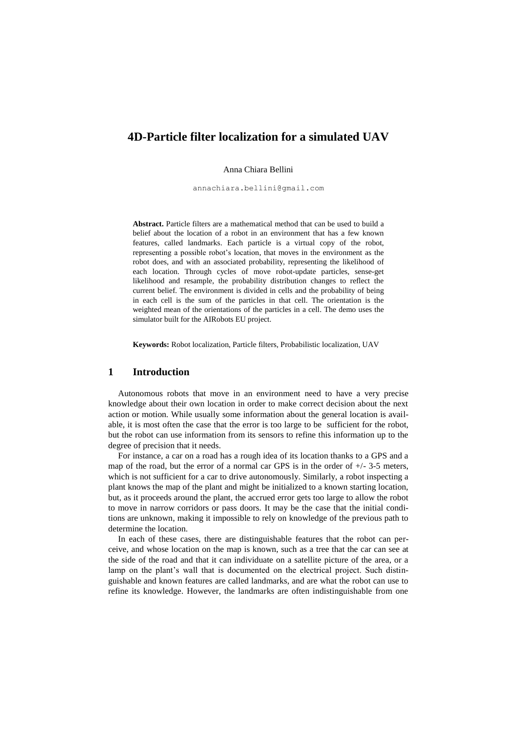# 4D-Particle filter localization for a simulated UAV

Anna Chiara Bellini

annachiara.bellini@gmail.com

**Abstract.** Particle filters are a mathematical method that can be used to build a belief about the location of a robot in an environment that has a few known features, called landmarks. Each particle is a virtual copy of the robot, representing a possible robot's location, that moves in the environment as the robot does, and with an associated probability, representing the likelihood of each location. Through cycles of move robot-update particles, sense-get likelihood and resample, the probability distribution changes to reflect the current belief. The environment is divided in cells and the probability of being in each cell is the sum of the particles in that cell. The orientation is the weighted mean of the orientations of the particles in a cell. The demo uses the simulator built for the AIRobots EU project.

**Keywords:** Robot localization, Particle filters, Probabilistic localization, UAV

## 1 Introduction

Autonomous robots that move in an environment need to have a very precise knowledge about their own location in order to make correct decision about the next action or motion. While usually some information about the general location is available, it is most often the case that the error is too large to be sufficient for the robot, but the robot can use information from its sensors to refine this information up to the degree of precision that it needs.

For instance, a car on a road has a rough idea of its location thanks to a GPS and a map of the road, but the error of a normal car GPS is in the order of +/- 3-5 meters, which is not sufficient for a car to drive autonomously. Similarly, a robot inspecting a plant knows the map of the plant and might be initialized to a known starting location, but, as it proceeds around the plant, the accrued error gets too large to allow the robot to move in narrow corridors or pass doors. It may be the case that the initial conditions are unknown, making it impossible to rely on knowledge of the previous path to determine the location.

In each of these cases, there are distinguishable features that the robot can perceive, and whose location on the map is known, such as a tree that the car can see at the side of the road and that it can individuate on a satellite picture of the area, or a lamp on the plant's wall that is documented on the electrical project. Such distinguishable and known features are called landmarks, and are what the robot can use to refine its knowledge. However, the landmarks are often indistinguishable from one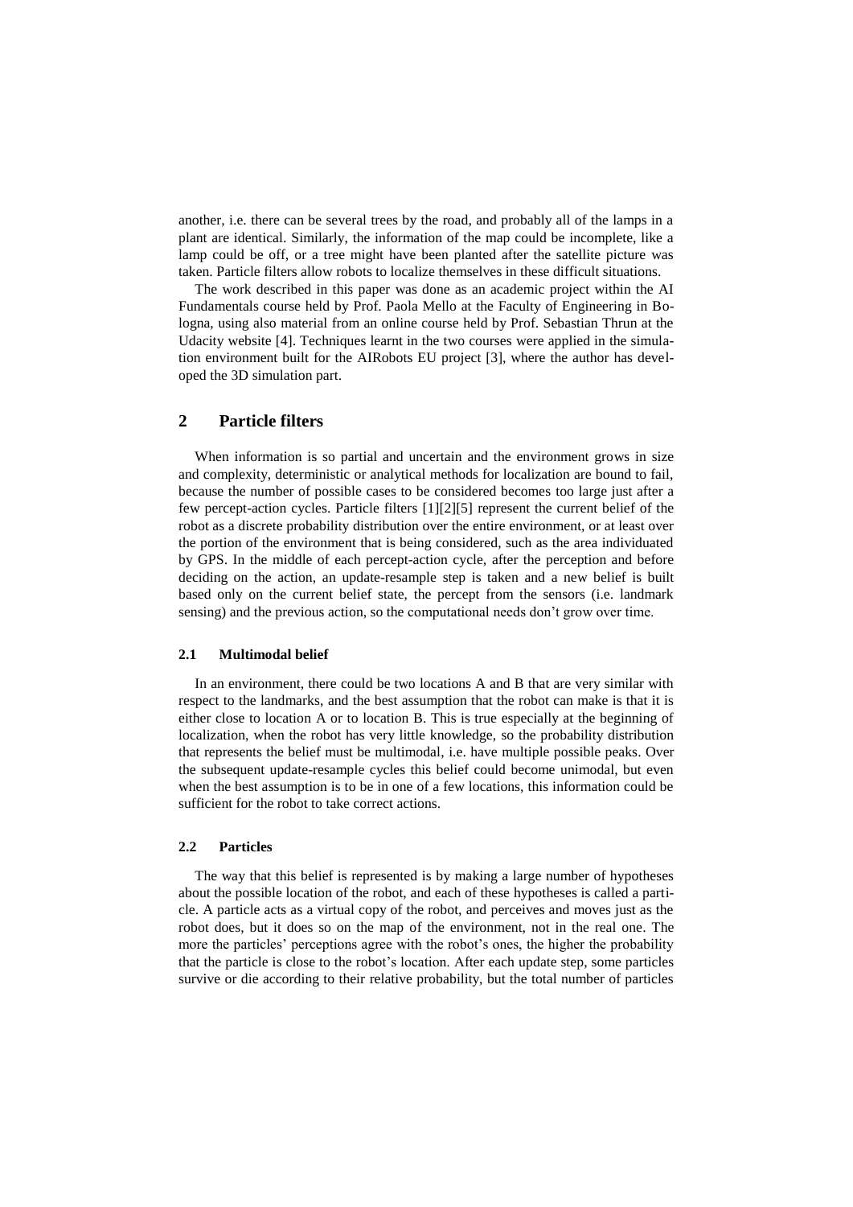another, i.e. there can be several trees by the road, and probably all of the lamps in a plant are identical. Similarly, the information of the map could be incomplete, like a lamp could be off, or a tree might have been planted after the satellite picture was taken. Particle filters allow robots to localize themselves in these difficult situations.

The work described in this paper was done as an academic project within the AI Fundamentals course held by Prof. Paola Mello at the Faculty of Engineering in Bologna, using also material from an online course held by Prof. Sebastian Thrun at the Udacity website [4]. Techniques learnt in the two courses were applied in the simulation environment built for the AIRobots EU project [3], where the author has developed the 3D simulation part.

## 2 Particle filters

When information is so partial and uncertain and the environment grows in size and complexity, deterministic or analytical methods for localization are bound to fail, because the number of possible cases to be considered becomes too large just after a few percept-action cycles. Particle filters [1][2][5] represent the current belief of the robot as a discrete probability distribution over the entire environment, or at least over the portion of the environment that is being considered, such as the area individuated by GPS. In the middle of each percept-action cycle, after the perception and before deciding on the action, an update-resample step is taken and a new belief is built based only on the current belief state, the percept from the sensors (i.e. landmark sensing) and the previous action, so the computational needs don't grow over time.

### 2.1 Multimodal belief

In an environment, there could be two locations A and B that are very similar with respect to the landmarks, and the best assumption that the robot can make is that it is either close to location A or to location B. This is true especially at the beginning of localization, when the robot has very little knowledge, so the probability distribution that represents the belief must be multimodal, i.e. have multiple possible peaks. Over the subsequent update-resample cycles this belief could become unimodal, but even when the best assumption is to be in one of a few locations, this information could be sufficient for the robot to take correct actions.

### 2.2 Particles

The way that this belief is represented is by making a large number of hypotheses about the possible location of the robot, and each of these hypotheses is called a particle. A particle acts as a virtual copy of the robot, and perceives and moves just as the robot does, but it does so on the map of the environment, not in the real one. The more the particles' perceptions agree with the robot's ones, the higher the probability that the particle is close to the robot's location. After each update step, some particles survive or die according to their relative probability, but the total number of particles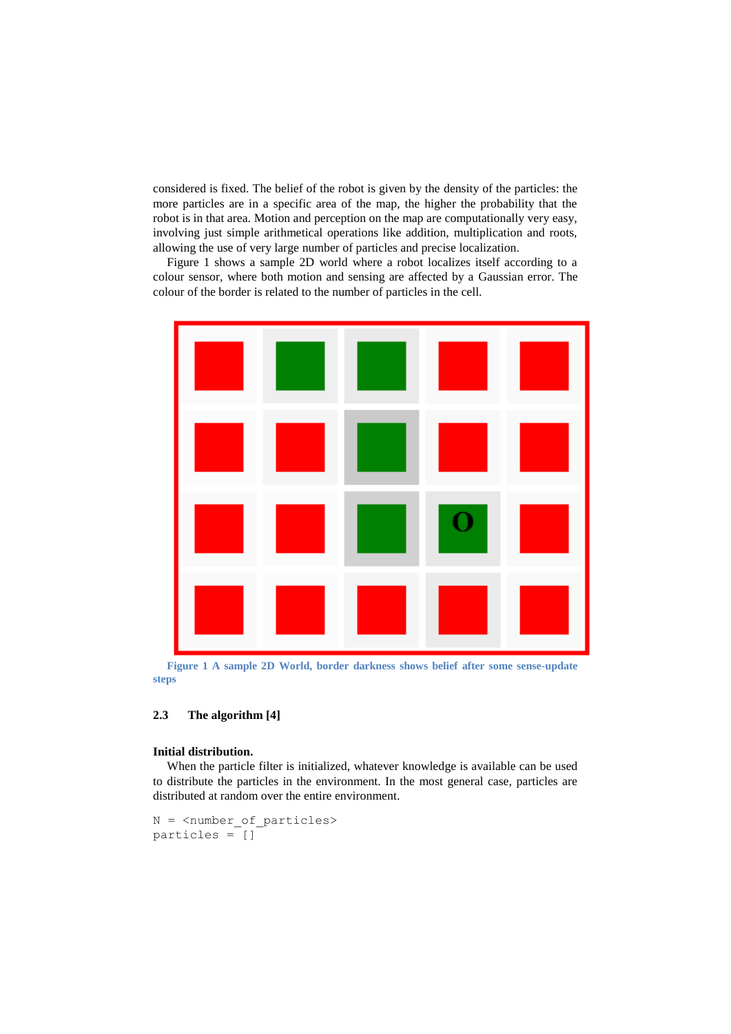considered is fixed. The belief of the robot is given by the density of the particles: the more particles are in a specific area of the map, the higher the probability that the robot is in that area. Motion and perception on the map are computationally very easy, involving just simple arithmetical operations like addition, multiplication and roots, allowing the use of very large number of particles and precise localization.

Figure 1 shows a sample 2D world where a robot localizes itself according to a colour sensor, where both motion and sensing are affected by a Gaussian error. The colour of the border is related to the number of particles in the cell.

**Figure 1 A sample 2D World, border darkness shows belief after some sense-update steps**

### 2.3 The algorithm [4]

**Initial distribution.**

When the particle filter is initialized, whatever knowledge is available can be used to distribute the particles in the environment. In the most general case, particles are distributed at random over the entire environment.

```
N = <number_of_particles>
particles = []
```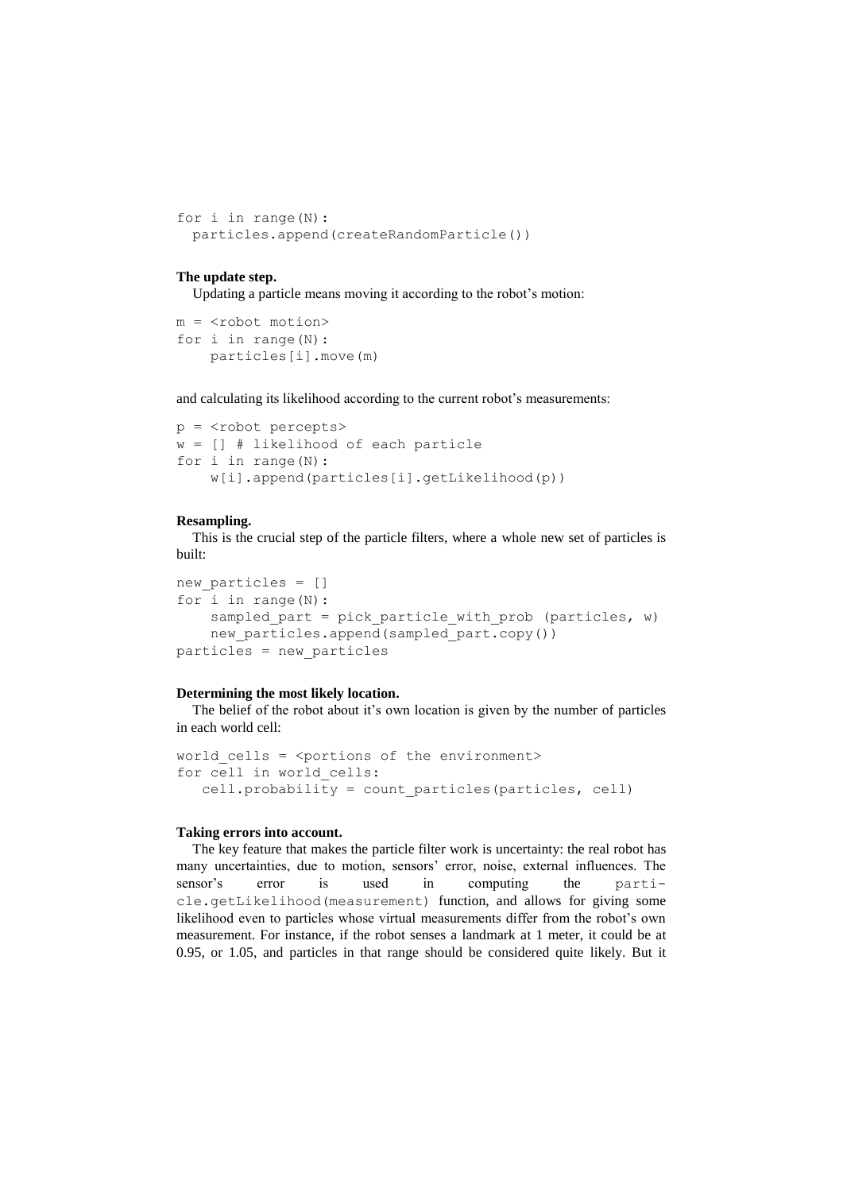```
for i in range(N):
  particles.append(createRandomParticle())
```

**The update step.**

Updating a particle means moving it according to the robot's motion:

```
m = <robot motion>
for i in range(N):
    particles[i].move(m)
```

and calculating its likelihood according to the current robot's measurements:

```
p = <robot percepts>
w = [] # likelihood of each particle
for i in range(N):
    w[i].append(particles[i].getLikelihood(p))
```

**Resampling.**

This is the crucial step of the particle filters, where a whole new set of particles is built:

```
new_particles = []
for i in range(N):
    sampled_part = pick_particle_with_prob (particles, w)
    new_particles.append(sampled_part.copy())
particles = new_particles
```

**Determining the most likely location.**

The belief of the robot about it's own location is given by the number of particles in each world cell:

```
world_cells = <portions of the environment>
for cell in world_cells:
   cell.probability = count_particles(particles, cell)
```

**Taking errors into account.**

The key feature that makes the particle filter work is uncertainty: the real robot has many uncertainties, due to motion, sensors' error, noise, external influences. The sensor's error is used in computing the `particle.getLikelihood(measurement)` function, and allows for giving some likelihood even to particles whose virtual measurements differ from the robot's own measurement. For instance, if the robot senses a landmark at 1 meter, it could be at 0.95, or 1.05, and particles in that range should be considered quite likely. But it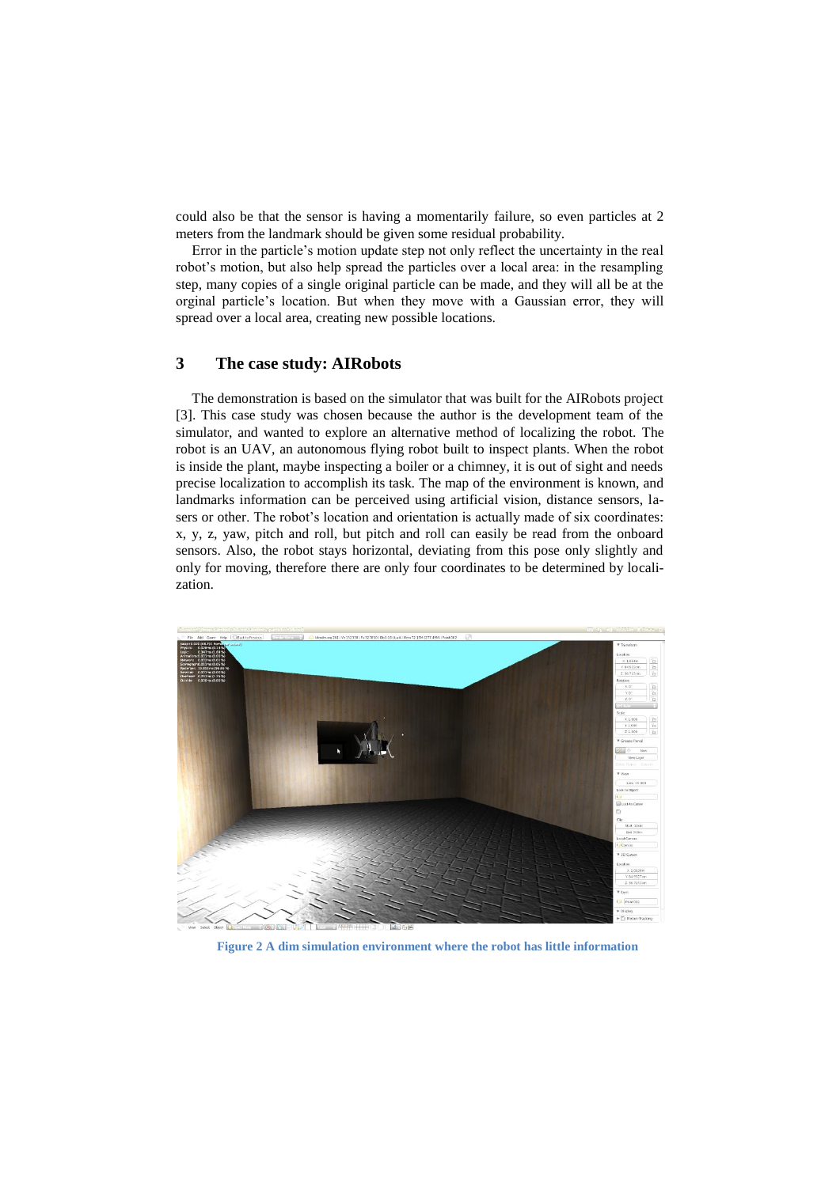could also be that the sensor is having a momentarily failure, so even particles at 2 meters from the landmark should be given some residual probability.

Error in the particle's motion update step not only reflect the uncertainty in the real robot's motion, but also help spread the particles over a local area: in the resampling step, many copies of a single original particle can be made, and they will all be at the orginal particle's location. But when they move with a Gaussian error, they will spread over a local area, creating new possible locations.

## 3 The case study: AIRobots

The demonstration is based on the simulator that was built for the AIRobots project [3]. This case study was chosen because the author is the development team of the simulator, and wanted to explore an alternative method of localizing the robot. The robot is an UAV, an autonomous flying robot built to inspect plants. When the robot is inside the plant, maybe inspecting a boiler or a chimney, it is out of sight and needs precise localization to accomplish its task. The map of the environment is known, and landmarks information can be perceived using artificial vision, distance sensors, lasers or other. The robot's location and orientation is actually made of six coordinates: x, y, z, yaw, pitch and roll, but pitch and roll can easily be read from the onboard sensors. Also, the robot stays horizontal, deviating from this pose only slightly and only for moving, therefore there are only four coordinates to be determined by localization.

**Figure 2 A dim simulation environment where the robot has little information**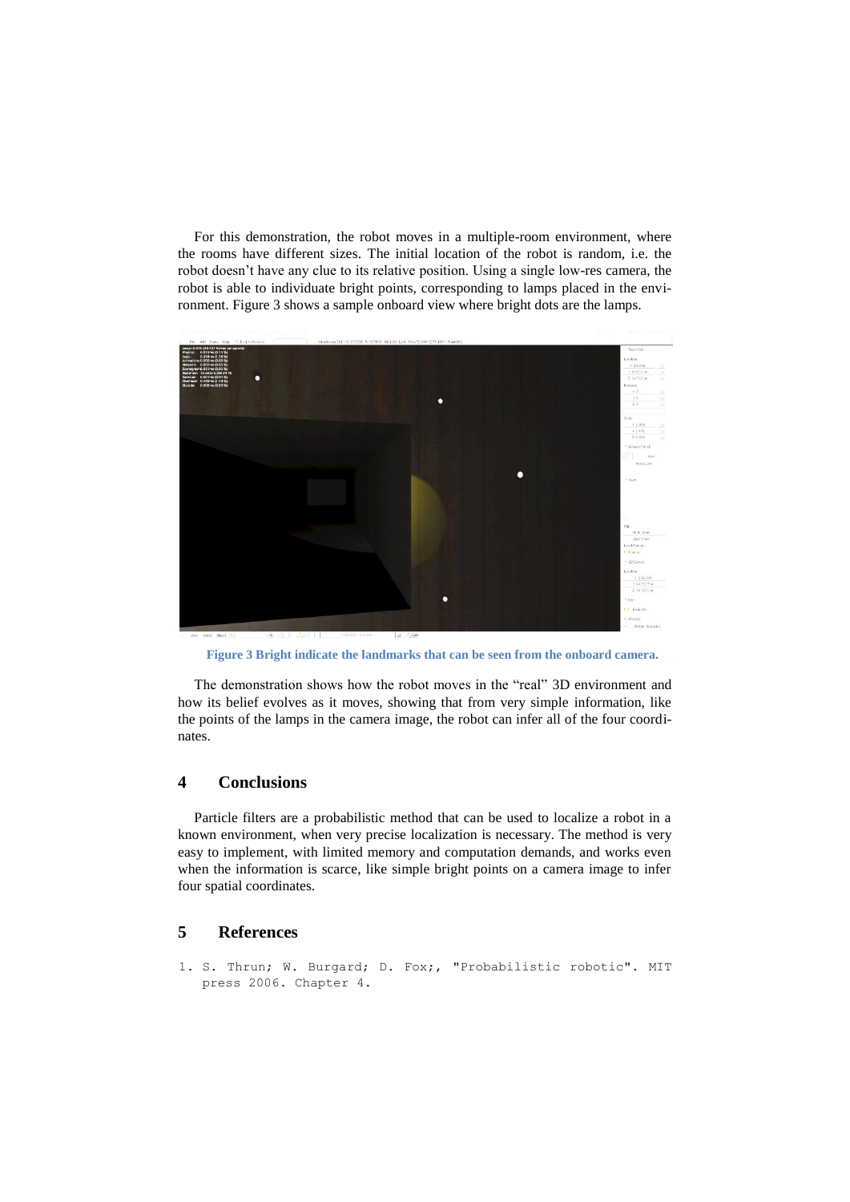For this demonstration, the robot moves in a multiple-room environment, where the rooms have different sizes. The initial location of the robot is random, i.e. the robot doesn't have any clue to its relative position. Using a single low-res camera, the robot is able to individuate bright points, corresponding to lamps placed in the environment. Figure 3 shows a sample onboard view where bright dots are the lamps.

**Figure 3 Bright indicate the landmarks that can be seen from the onboard camera.**

The demonstration shows how the robot moves in the "real" 3D environment and how its belief evolves as it moves, showing that from very simple information, like the points of the lamps in the camera image, the robot can infer all of the four coordinates.

## 4 Conclusions

Particle filters are a probabilistic method that can be used to localize a robot in a known environment, when very precise localization is necessary. The method is very easy to implement, with limited memory and computation demands, and works even when the information is scarce, like simple bright points on a camera image to infer four spatial coordinates.

## 5 References

1. S. Thrun; W. Burgard; D. Fox;, "Probabilistic robotic". MIT press 2006. Chapter 4.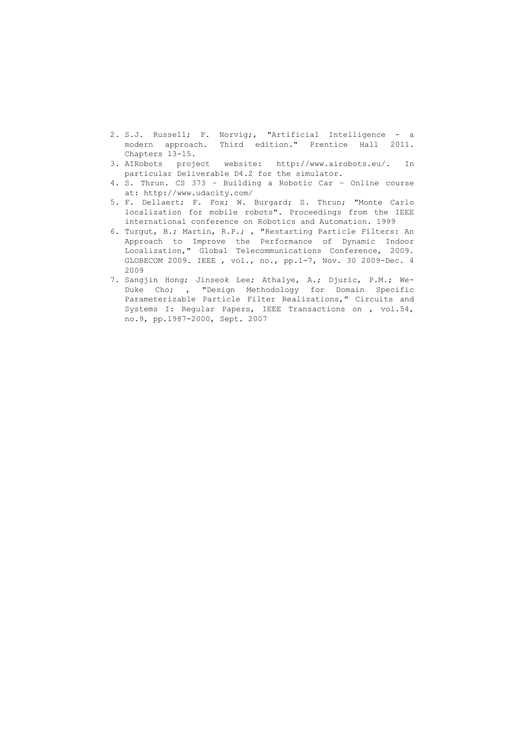2. S.J. Russell; P. Norvig;, "Artificial Intelligence - a modern approach. Third edition." Prentice Hall 2011. Chapters 13-15.
3. AIRobots project website: http://www.airobots.eu/. In particular Deliverable D4.2 for the simulator.
4. S. Thrun. CS 373 – Building a Robotic Car – Online course at: http://www.udacity.com/
5. F. Dellaert; F. Fox; W. Burgard; S. Thrun; "Monte Carlo localization for mobile robots". Proceedings from the IEEE international conference on Robotics and Automation. 1999
6. Turgut, B.; Martin, R.P.; , "Restarting Particle Filters: An Approach to Improve the Performance of Dynamic Indoor Localization," Global Telecommunications Conference, 2009. GLOBECOM 2009. IEEE , vol., no., pp.1-7, Nov. 30 2009-Dec. 4 2009
7. Sangjin Hong; Jinseok Lee; Athalye, A.; Djuric, P.M.; We-Duke Cho; , "Design Methodology for Domain Specific Parameterizable Particle Filter Realizations," Circuits and Systems I: Regular Papers, IEEE Transactions on , vol.54, no.9, pp.1987-2000, Sept. 2007